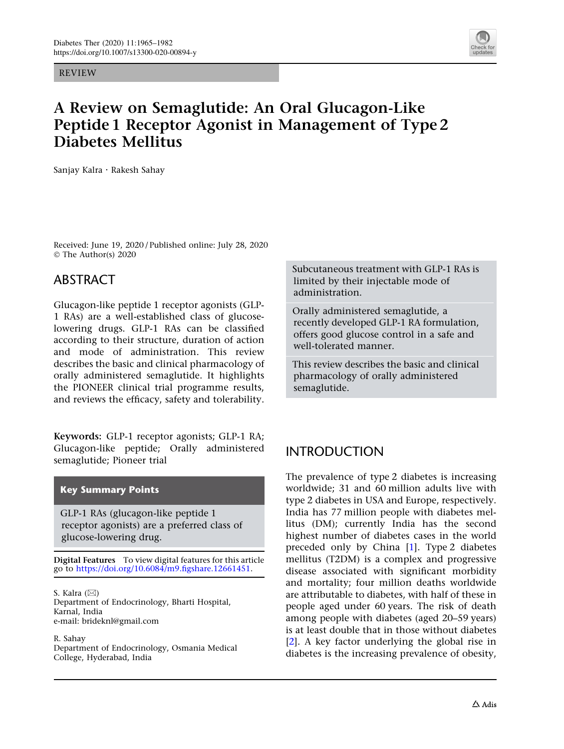REVIEW

# A Review on Semaglutide: An Oral Glucagon-Like Peptide 1 Receptor Agonist in Management of Type 2 Diabetes Mellitus

Sanjay Kalra · Rakesh Sahay

Received: June 19, 2020 / Published online: July 28, 2020
© The Author(s) 2020

## ABSTRACT

Glucagon-like peptide 1 receptor agonists (GLP-1 RAs) are a well-established class of glucose-lowering drugs. GLP-1 RAs can be classified according to their structure, duration of action and mode of administration. This review describes the basic and clinical pharmacology of orally administered semaglutide. It highlights the PIONEER clinical trial programme results, and reviews the efficacy, safety and tolerability.

**Keywords:** GLP-1 receptor agonists; GLP-1 RA; Glucagon-like peptide; Orally administered semaglutide; Pioneer trial

### Key Summary Points

GLP-1 RAs (glucagon-like peptide 1 receptor agonists) are a preferred class of glucose-lowering drug.

Subcutaneous treatment with GLP-1 RAs is limited by their injectable mode of administration.

Orally administered semaglutide, a recently developed GLP-1 RA formulation, offers good glucose control in a safe and well-tolerated manner.

This review describes the basic and clinical pharmacology of orally administered semaglutide.

**Digital Features** To view digital features for this article go to https://doi.org/10.6084/m9.figshare.12661451.

S. Kalra (✉)
Department of Endocrinology, Bharti Hospital, Karnal, India
e-mail: brideknl@gmail.com

R. Sahay
Department of Endocrinology, Osmania Medical College, Hyderabad, India

## INTRODUCTION

The prevalence of type 2 diabetes is increasing worldwide; 31 and 60 million adults live with type 2 diabetes in USA and Europe, respectively. India has 77 million people with diabetes mellitus (DM); currently India has the second highest number of diabetes cases in the world preceded only by China [1]. Type 2 diabetes mellitus (T2DM) is a complex and progressive disease associated with significant morbidity and mortality; four million deaths worldwide are attributable to diabetes, with half of these in people aged under 60 years. The risk of death among people with diabetes (aged 20–59 years) is at least double that in those without diabetes [2]. A key factor underlying the global rise in diabetes is the increasing prevalence of obesity,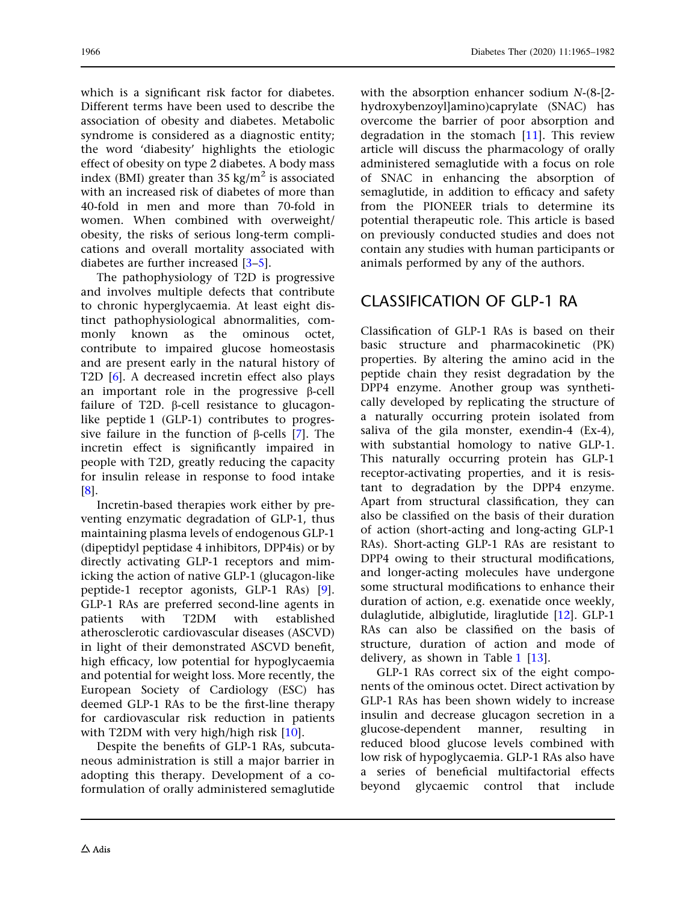which is a significant risk factor for diabetes. Different terms have been used to describe the association of obesity and diabetes. Metabolic syndrome is considered as a diagnostic entity; the word 'diabesity' highlights the etiologic effect of obesity on type 2 diabetes. A body mass index (BMI) greater than 35 kg/m$^2$ is associated with an increased risk of diabetes of more than 40-fold in men and more than 70-fold in women. When combined with overweight/obesity, the risks of serious long-term complications and overall mortality associated with diabetes are further increased [3–5].

The pathophysiology of T2D is progressive and involves multiple defects that contribute to chronic hyperglycaemia. At least eight distinct pathophysiological abnormalities, commonly known as the ominous octet, contribute to impaired glucose homeostasis and are present early in the natural history of T2D [6]. A decreased incretin effect also plays an important role in the progressive β-cell failure of T2D. β-cell resistance to glucagon-like peptide 1 (GLP-1) contributes to progressive failure in the function of β-cells [7]. The incretin effect is significantly impaired in people with T2D, greatly reducing the capacity for insulin release in response to food intake [8].

Incretin-based therapies work either by preventing enzymatic degradation of GLP-1, thus maintaining plasma levels of endogenous GLP-1 (dipeptidyl peptidase 4 inhibitors, DPP4is) or by directly activating GLP-1 receptors and mimicking the action of native GLP-1 (glucagon-like peptide-1 receptor agonists, GLP-1 RAs) [9]. GLP-1 RAs are preferred second-line agents in patients with T2DM with established atherosclerotic cardiovascular diseases (ASCVD) in light of their demonstrated ASCVD benefit, high efficacy, low potential for hypoglycaemia and potential for weight loss. More recently, the European Society of Cardiology (ESC) has deemed GLP-1 RAs to be the first-line therapy for cardiovascular risk reduction in patients with T2DM with very high/high risk [10].

Despite the benefits of GLP-1 RAs, subcutaneous administration is still a major barrier in adopting this therapy. Development of a co-formulation of orally administered semaglutide with the absorption enhancer sodium *N*-(8-[2-hydroxybenzoyl]amino)caprylate (SNAC) has overcome the barrier of poor absorption and degradation in the stomach [11]. This review article will discuss the pharmacology of orally administered semaglutide with a focus on role of SNAC in enhancing the absorption of semaglutide, in addition to efficacy and safety from the PIONEER trials to determine its potential therapeutic role. This article is based on previously conducted studies and does not contain any studies with human participants or animals performed by any of the authors.

## CLASSIFICATION OF GLP-1 RA

Classification of GLP-1 RAs is based on their basic structure and pharmacokinetic (PK) properties. By altering the amino acid in the peptide chain they resist degradation by the DPP4 enzyme. Another group was synthetically developed by replicating the structure of a naturally occurring protein isolated from saliva of the gila monster, exendin-4 (Ex-4), with substantial homology to native GLP-1. This naturally occurring protein has GLP-1 receptor-activating properties, and it is resistant to degradation by the DPP4 enzyme. Apart from structural classification, they can also be classified on the basis of their duration of action (short-acting and long-acting GLP-1 RAs). Short-acting GLP-1 RAs are resistant to DPP4 owing to their structural modifications, and longer-acting molecules have undergone some structural modifications to enhance their duration of action, e.g. exenatide once weekly, dulaglutide, albiglutide, liraglutide [12]. GLP-1 RAs can also be classified on the basis of structure, duration of action and mode of delivery, as shown in Table 1 [13].

GLP-1 RAs correct six of the eight components of the ominous octet. Direct activation by GLP-1 RAs has been shown widely to increase insulin and decrease glucagon secretion in a glucose-dependent manner, resulting in reduced blood glucose levels combined with low risk of hypoglycaemia. GLP-1 RAs also have a series of beneficial multifactorial effects beyond glycaemic control that include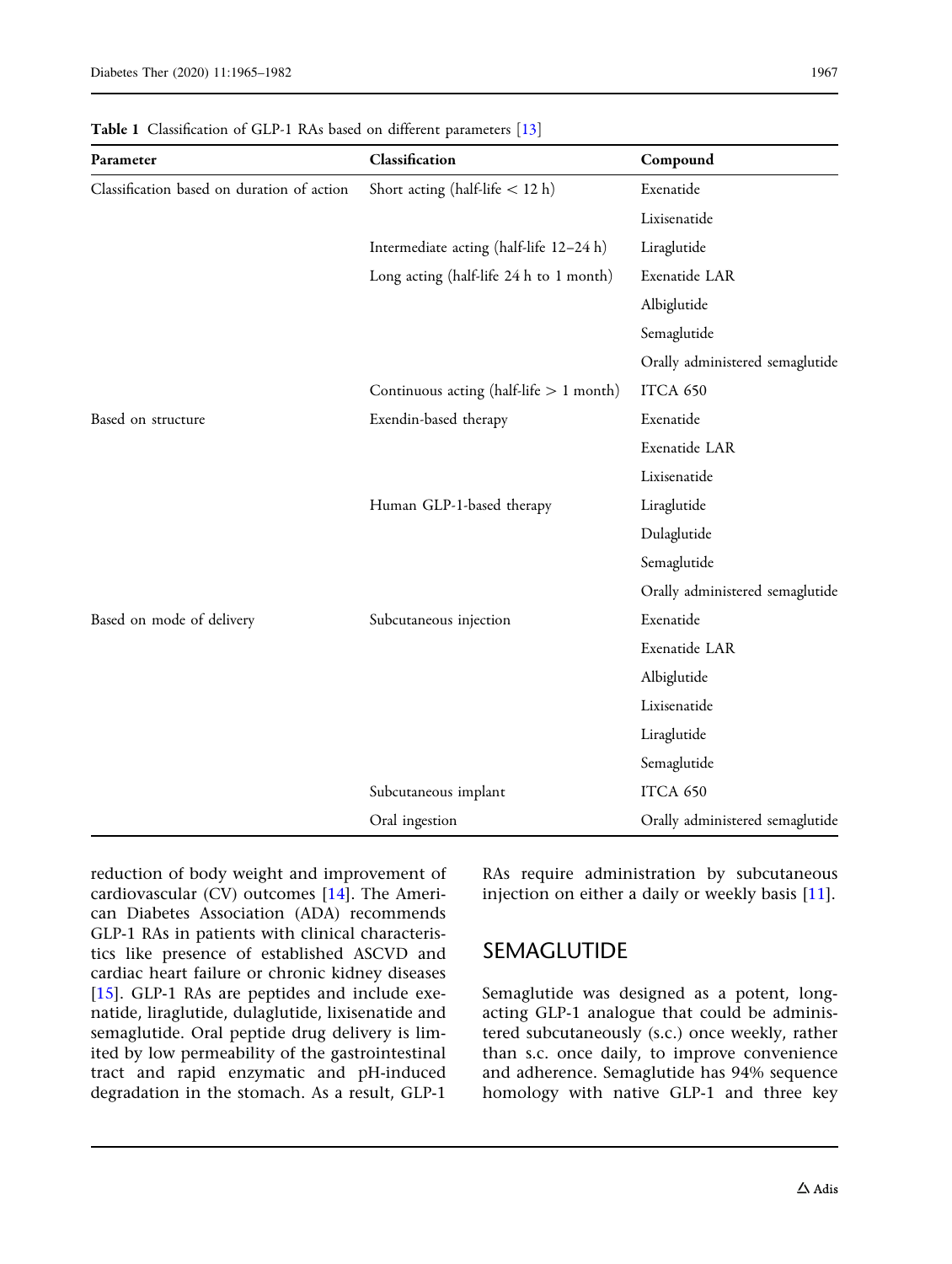**Table 1** Classification of GLP-1 RAs based on different parameters [13]

| Parameter | Classification | Compound |
|---|---|---|
| Classification based on duration of action | Short acting (half-life < 12 h) | Exenatide |
| | | Lixisenatide |
| | Intermediate acting (half-life 12–24 h) | Liraglutide |
| | Long acting (half-life 24 h to 1 month) | Exenatide LAR |
| | | Albiglutide |
| | | Semaglutide |
| | | Orally administered semaglutide |
| | Continuous acting (half-life > 1 month) | ITCA 650 |
| Based on structure | Exendin-based therapy | Exenatide |
| | | Exenatide LAR |
| | | Lixisenatide |
| | Human GLP-1-based therapy | Liraglutide |
| | | Dulaglutide |
| | | Semaglutide |
| | | Orally administered semaglutide |
| Based on mode of delivery | Subcutaneous injection | Exenatide |
| | | Exenatide LAR |
| | | Albiglutide |
| | | Lixisenatide |
| | | Liraglutide |
| | | Semaglutide |
| | Subcutaneous implant | ITCA 650 |
| | Oral ingestion | Orally administered semaglutide |

reduction of body weight and improvement of cardiovascular (CV) outcomes [14]. The American Diabetes Association (ADA) recommends GLP-1 RAs in patients with clinical characteristics like presence of established ASCVD and cardiac heart failure or chronic kidney diseases [15]. GLP-1 RAs are peptides and include exenatide, liraglutide, dulaglutide, lixisenatide and semaglutide. Oral peptide drug delivery is limited by low permeability of the gastrointestinal tract and rapid enzymatic and pH-induced degradation in the stomach. As a result, GLP-1 RAs require administration by subcutaneous injection on either a daily or weekly basis [11].

## SEMAGLUTIDE

Semaglutide was designed as a potent, long-acting GLP-1 analogue that could be administered subcutaneously (s.c.) once weekly, rather than s.c. once daily, to improve convenience and adherence. Semaglutide has 94% sequence homology with native GLP-1 and three key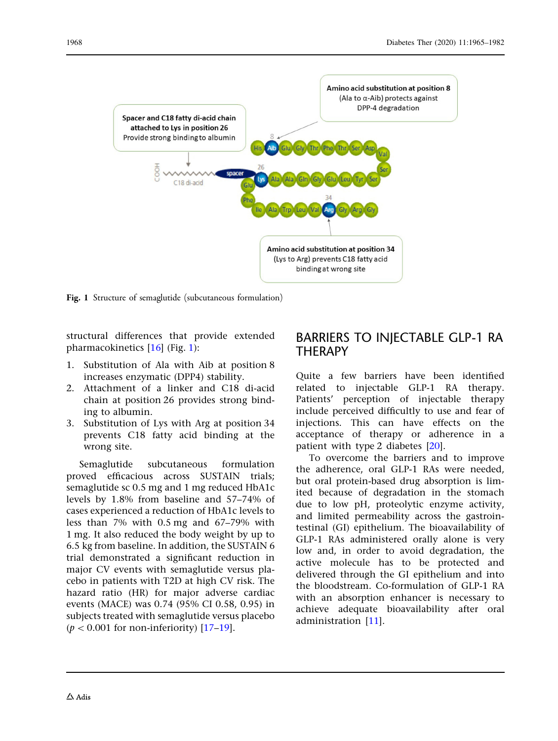Fig. 1 Structure of semaglutide (subcutaneous formulation)

structural differences that provide extended pharmacokinetics [16] (Fig. 1):

1. Substitution of Ala with Aib at position 8 increases enzymatic (DPP4) stability.
2. Attachment of a linker and C18 di-acid chain at position 26 provides strong binding to albumin.
3. Substitution of Lys with Arg at position 34 prevents C18 fatty acid binding at the wrong site.

Semaglutide subcutaneous formulation proved efficacious across SUSTAIN trials; semaglutide sc 0.5 mg and 1 mg reduced HbA1c levels by 1.8% from baseline and 57–74% of cases experienced a reduction of HbA1c levels to less than 7% with 0.5 mg and 67–79% with 1 mg. It also reduced the body weight by up to 6.5 kg from baseline. In addition, the SUSTAIN 6 trial demonstrated a significant reduction in major CV events with semaglutide versus placebo in patients with T2D at high CV risk. The hazard ratio (HR) for major adverse cardiac events (MACE) was 0.74 (95% CI 0.58, 0.95) in subjects treated with semaglutide versus placebo ($p < 0.001$ for non-inferiority) [17–19].

## BARRIERS TO INJECTABLE GLP-1 RA THERAPY

Quite a few barriers have been identified related to injectable GLP-1 RA therapy. Patients' perception of injectable therapy include perceived difficultly to use and fear of injections. This can have effects on the acceptance of therapy or adherence in a patient with type 2 diabetes [20].

To overcome the barriers and to improve the adherence, oral GLP-1 RAs were needed, but oral protein-based drug absorption is limited because of degradation in the stomach due to low pH, proteolytic enzyme activity, and limited permeability across the gastrointestinal (GI) epithelium. The bioavailability of GLP-1 RAs administered orally alone is very low and, in order to avoid degradation, the active molecule has to be protected and delivered through the GI epithelium and into the bloodstream. Co-formulation of GLP-1 RA with an absorption enhancer is necessary to achieve adequate bioavailability after oral administration [11].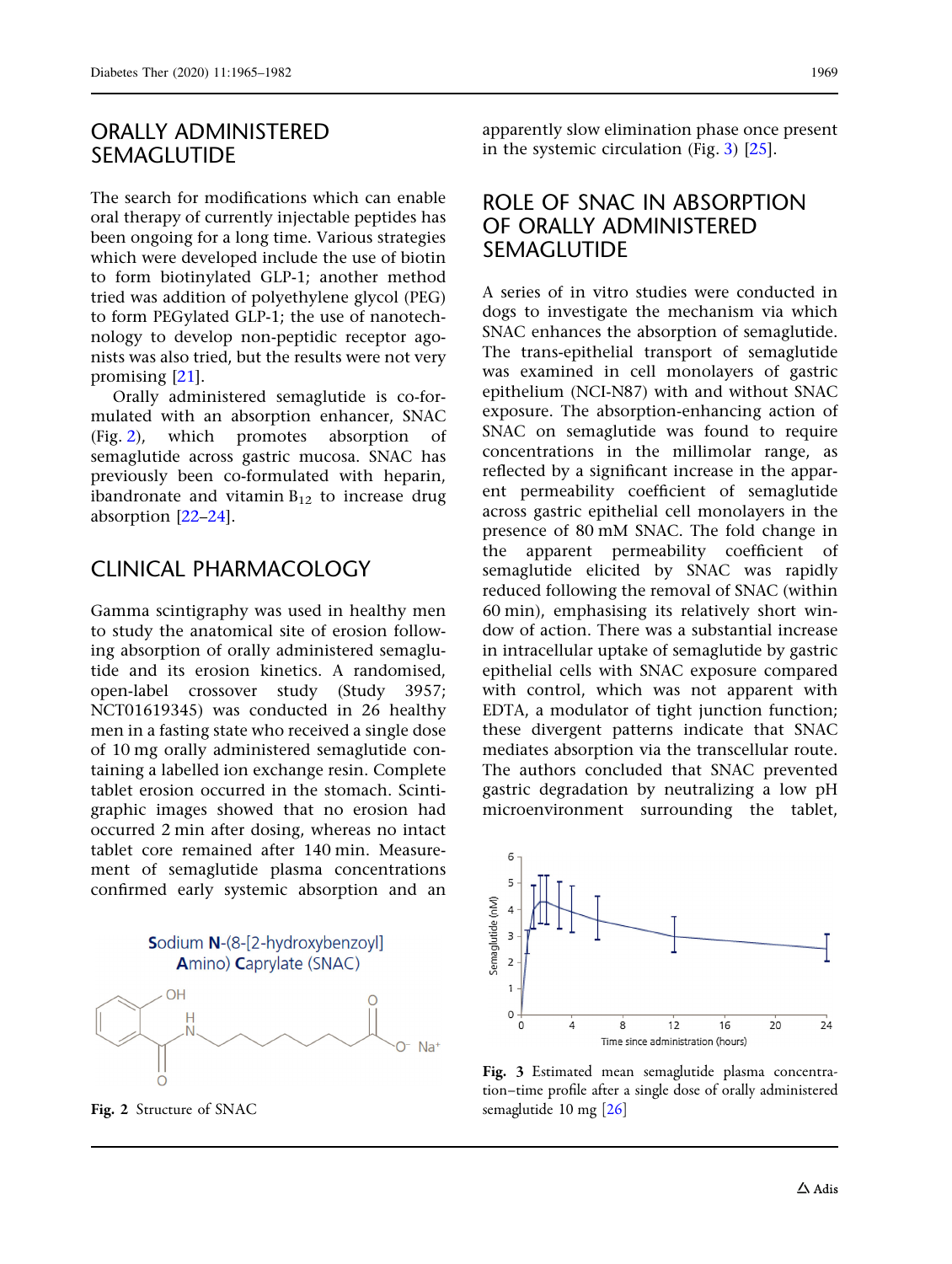## ORALLY ADMINISTERED SEMAGLUTIDE

The search for modifications which can enable oral therapy of currently injectable peptides has been ongoing for a long time. Various strategies which were developed include the use of biotin to form biotinylated GLP-1; another method tried was addition of polyethylene glycol (PEG) to form PEGylated GLP-1; the use of nanotechnology to develop non-peptidic receptor agonists was also tried, but the results were not very promising [21].

Orally administered semaglutide is co-formulated with an absorption enhancer, SNAC (Fig. 2), which promotes absorption of semaglutide across gastric mucosa. SNAC has previously been co-formulated with heparin, ibandronate and vitamin $B_{12}$ to increase drug absorption [22–24].

## CLINICAL PHARMACOLOGY

Gamma scintigraphy was used in healthy men to study the anatomical site of erosion following absorption of orally administered semaglutide and its erosion kinetics. A randomised, open-label crossover study (Study 3957; NCT01619345) was conducted in 26 healthy men in a fasting state who received a single dose of 10 mg orally administered semaglutide containing a labelled ion exchange resin. Complete tablet erosion occurred in the stomach. Scintigraphic images showed that no erosion had occurred 2 min after dosing, whereas no intact tablet core remained after 140 min. Measurement of semaglutide plasma concentrations confirmed early systemic absorption and an apparently slow elimination phase once present in the systemic circulation (Fig. 3) [25].

Sodium N-(8-[2-hydroxybenzoyl] Amino) Caprylate (SNAC)

Fig. 2 Structure of SNAC

## ROLE OF SNAC IN ABSORPTION OF ORALLY ADMINISTERED SEMAGLUTIDE

A series of in vitro studies were conducted in dogs to investigate the mechanism via which SNAC enhances the absorption of semaglutide. The trans-epithelial transport of semaglutide was examined in cell monolayers of gastric epithelium (NCI-N87) with and without SNAC exposure. The absorption-enhancing action of SNAC on semaglutide was found to require concentrations in the millimolar range, as reflected by a significant increase in the apparent permeability coefficient of semaglutide across gastric epithelial cell monolayers in the presence of 80 mM SNAC. The fold change in the apparent permeability coefficient of semaglutide elicited by SNAC was rapidly reduced following the removal of SNAC (within 60 min), emphasising its relatively short window of action. There was a substantial increase in intracellular uptake of semaglutide by gastric epithelial cells with SNAC exposure compared with control, which was not apparent with EDTA, a modulator of tight junction function; these divergent patterns indicate that SNAC mediates absorption via the transcellular route. The authors concluded that SNAC prevented gastric degradation by neutralizing a low pH microenvironment surrounding the tablet,

Fig. 3 Estimated mean semaglutide plasma concentration–time profile after a single dose of orally administered semaglutide 10 mg [26]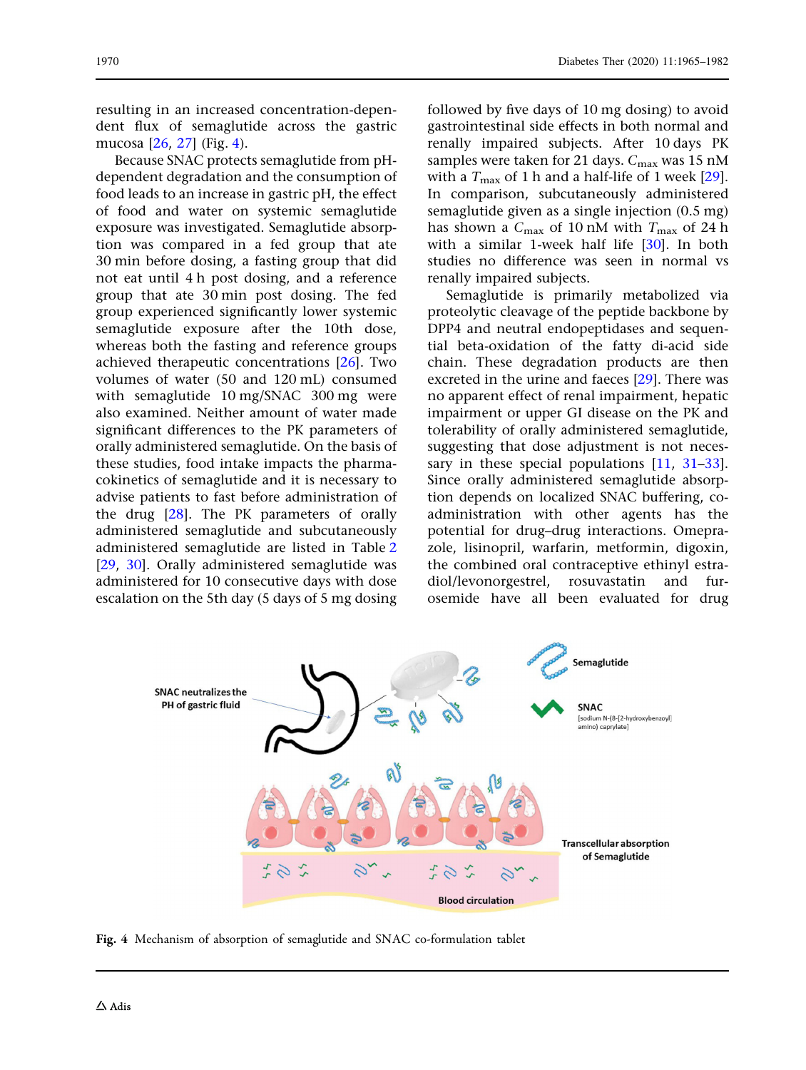resulting in an increased concentration-dependent flux of semaglutide across the gastric mucosa [26, 27] (Fig. 4).

Because SNAC protects semaglutide from pH-dependent degradation and the consumption of food leads to an increase in gastric pH, the effect of food and water on systemic semaglutide exposure was investigated. Semaglutide absorption was compared in a fed group that ate 30 min before dosing, a fasting group that did not eat until 4 h post dosing, and a reference group that ate 30 min post dosing. The fed group experienced significantly lower systemic semaglutide exposure after the 10th dose, whereas both the fasting and reference groups achieved therapeutic concentrations [26]. Two volumes of water (50 and 120 mL) consumed with semaglutide 10 mg/SNAC 300 mg were also examined. Neither amount of water made significant differences to the PK parameters of orally administered semaglutide. On the basis of these studies, food intake impacts the pharmacokinetics of semaglutide and it is necessary to advise patients to fast before administration of the drug [28]. The PK parameters of orally administered semaglutide and subcutaneously administered semaglutide are listed in Table 2 [29, 30]. Orally administered semaglutide was administered for 10 consecutive days with dose escalation on the 5th day (5 days of 5 mg dosing followed by five days of 10 mg dosing) to avoid gastrointestinal side effects in both normal and renally impaired subjects. After 10 days PK samples were taken for 21 days. $C_{max}$ was 15 nM with a $T_{max}$ of 1 h and a half-life of 1 week [29]. In comparison, subcutaneously administered semaglutide given as a single injection (0.5 mg) has shown a $C_{max}$ of 10 nM with $T_{max}$ of 24 h with a similar 1-week half life [30]. In both studies no difference was seen in normal vs renally impaired subjects.

Semaglutide is primarily metabolized via proteolytic cleavage of the peptide backbone by DPP4 and neutral endopeptidases and sequential beta-oxidation of the fatty di-acid side chain. These degradation products are then excreted in the urine and faeces [29]. There was no apparent effect of renal impairment, hepatic impairment or upper GI disease on the PK and tolerability of orally administered semaglutide, suggesting that dose adjustment is not necessary in these special populations [11, 31–33]. Since orally administered semaglutide absorption depends on localized SNAC buffering, co-administration with other agents has the potential for drug–drug interactions. Omeprazole, lisinopril, warfarin, metformin, digoxin, the combined oral contraceptive ethinyl estradiol/levonorgestrel, rosuvastatin and furosemide have all been evaluated for drug

**Fig. 4** Mechanism of absorption of semaglutide and SNAC co-formulation tablet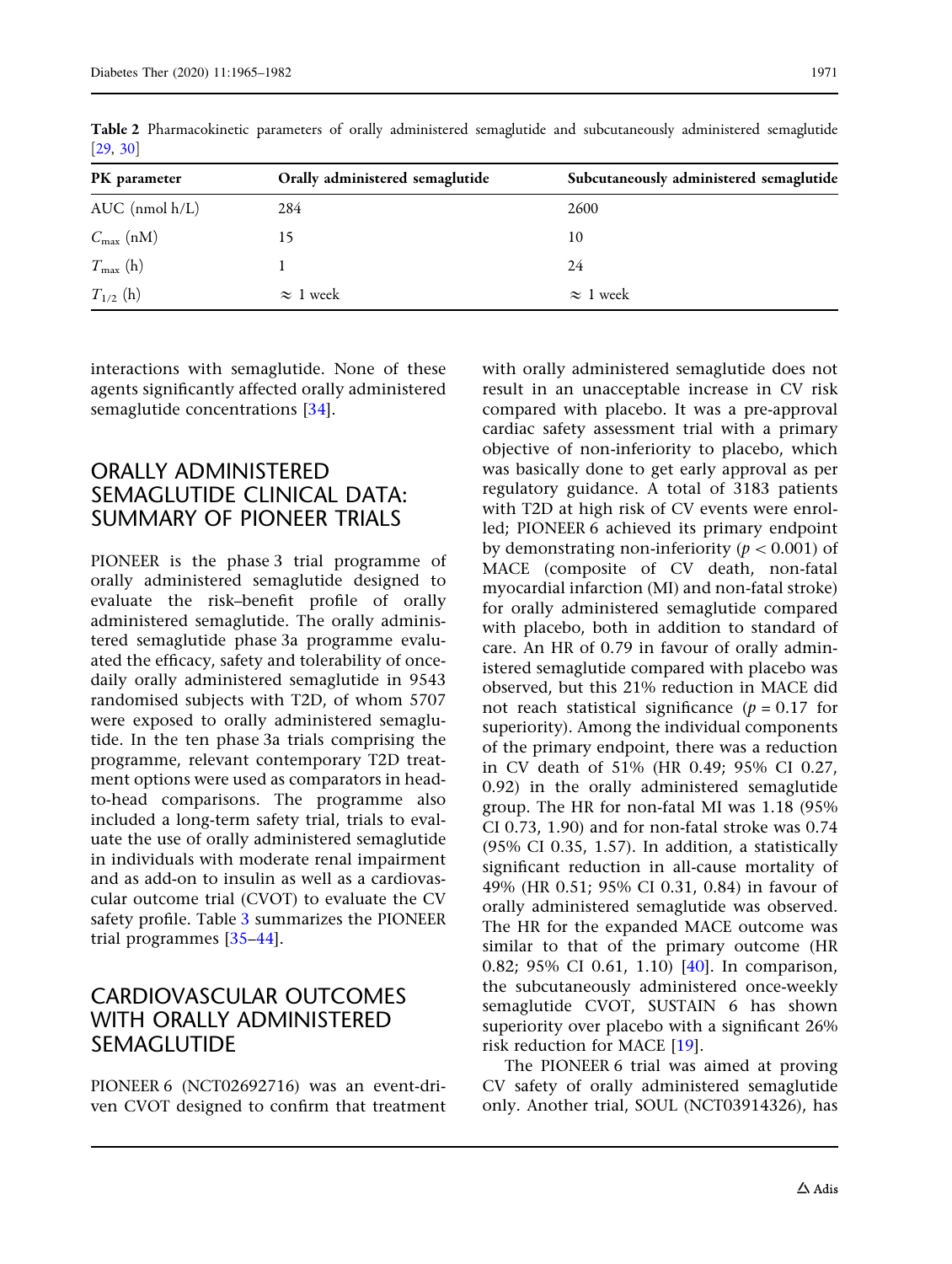Table 2 Pharmacokinetic parameters of orally administered semaglutide and subcutaneously administered semaglutide [29, 30]

| PK parameter | Orally administered semaglutide | Subcutaneously administered semaglutide |
| --- | --- | --- |
| AUC (nmol h/L) | 284 | 2600 |
| $C_{max}$ (nM) | 15 | 10 |
| $T_{max}$ (h) | 1 | 24 |
| $T_{1/2}$ (h) | ≈ 1 week | ≈ 1 week |

interactions with semaglutide. None of these agents significantly affected orally administered semaglutide concentrations [34].

## ORALLY ADMINISTERED SEMAGLUTIDE CLINICAL DATA: SUMMARY OF PIONEER TRIALS

PIONEER is the phase 3 trial programme of orally administered semaglutide designed to evaluate the risk–benefit profile of orally administered semaglutide. The orally administered semaglutide phase 3a programme evaluated the efficacy, safety and tolerability of once-daily orally administered semaglutide in 9543 randomised subjects with T2D, of whom 5707 were exposed to orally administered semaglutide. In the ten phase 3a trials comprising the programme, relevant contemporary T2D treatment options were used as comparators in head-to-head comparisons. The programme also included a long-term safety trial, trials to evaluate the use of orally administered semaglutide in individuals with moderate renal impairment and as add-on to insulin as well as a cardiovascular outcome trial (CVOT) to evaluate the CV safety profile. Table 3 summarizes the PIONEER trial programmes [35–44].

## CARDIOVASCULAR OUTCOMES WITH ORALLY ADMINISTERED SEMAGLUTIDE

PIONEER 6 (NCT02692716) was an event-driven CVOT designed to confirm that treatment with orally administered semaglutide does not result in an unacceptable increase in CV risk compared with placebo. It was a pre-approval cardiac safety assessment trial with a primary objective of non-inferiority to placebo, which was basically done to get early approval as per regulatory guidance. A total of 3183 patients with T2D at high risk of CV events were enrolled; PIONEER 6 achieved its primary endpoint by demonstrating non-inferiority ($p < 0.001$) of MACE (composite of CV death, non-fatal myocardial infarction (MI) and non-fatal stroke) for orally administered semaglutide compared with placebo, both in addition to standard of care. An HR of 0.79 in favour of orally administered semaglutide compared with placebo was observed, but this 21% reduction in MACE did not reach statistical significance ($p = 0.17$ for superiority). Among the individual components of the primary endpoint, there was a reduction in CV death of 51% (HR 0.49; 95% CI 0.27, 0.92) in the orally administered semaglutide group. The HR for non-fatal MI was 1.18 (95% CI 0.73, 1.90) and for non-fatal stroke was 0.74 (95% CI 0.35, 1.57). In addition, a statistically significant reduction in all-cause mortality of 49% (HR 0.51; 95% CI 0.31, 0.84) in favour of orally administered semaglutide was observed. The HR for the expanded MACE outcome was similar to that of the primary outcome (HR 0.82; 95% CI 0.61, 1.10) [40]. In comparison, the subcutaneously administered once-weekly semaglutide CVOT, SUSTAIN 6 has shown superiority over placebo with a significant 26% risk reduction for MACE [19].

The PIONEER 6 trial was aimed at proving CV safety of orally administered semaglutide only. Another trial, SOUL (NCT03914326), has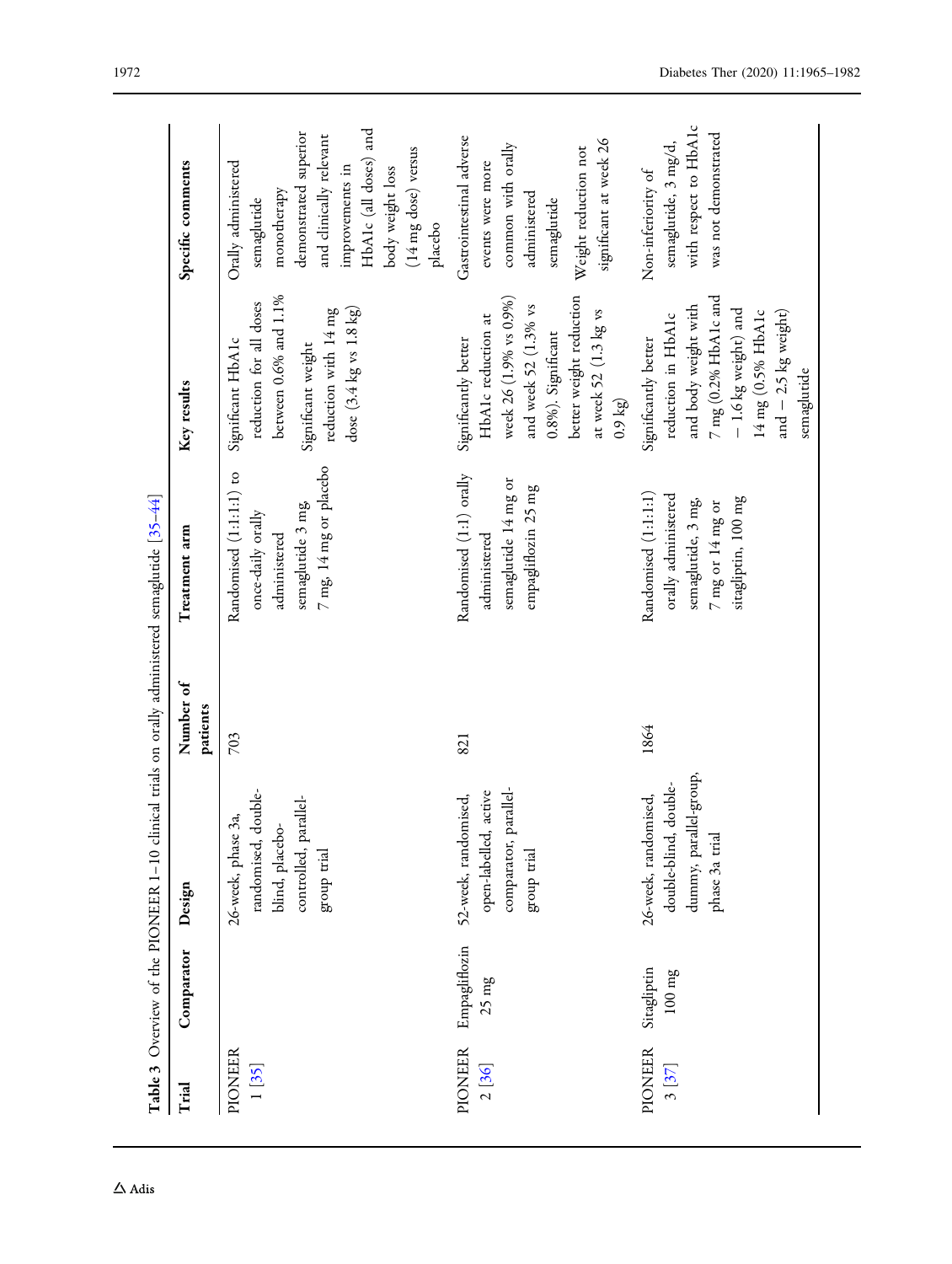**Table 3** Overview of the PIONEER 1–10 clinical trials on orally administered semaglutide [35–44]

| Trial | Comparator | Design | Number of patients | Treatment arm | Key results | Specific comments |
|---|---|---|---|---|---|---|
| PIONEER 1 [35] | | 26-week, phase 3a, randomised, double-blind, placebo-controlled, parallel-group trial | 703 | Randomised (1:1:1:1) to once-daily orally administered semaglutide 3 mg, 7 mg, 14 mg or placebo | Significant HbA1c reduction for all doses between 0.6% and 1.1% Significant weight reduction with 14 mg dose (3.4 kg vs 1.8 kg) | Orally administered semaglutide monotherapy demonstrated superior and clinically relevant improvements in HbA1c (all doses) and body weight loss (14 mg dose) versus placebo |
| PIONEER 2 [36] | Empagliflozin 25 mg | 52-week, randomised, open-labelled, active comparator, parallel-group trial | 821 | Randomised (1:1) orally administered semaglutide 14 mg or empagliflozin 25 mg | Significantly better HbA1c reduction at week 26 (1.9% vs 0.9%) and week 52 (1.3% vs 0.8%). Significant better weight reduction at week 52 (1.3 kg vs 0.9 kg) | Gastrointestinal adverse events were more common with orally administered semaglutide Weight reduction not significant at week 26 |
| PIONEER 3 [37] | Sitagliptin 100 mg | 26-week, randomised, double-blind, double-dummy, parallel-group, phase 3a trial | 1864 | Randomised (1:1:1:1) orally administered semaglutide, 3 mg, 7 mg or 14 mg or sitagliptin, 100 mg | Significantly better reduction in HbA1c and body weight with 7 mg (0.2% HbA1c and − 1.6 kg weight) and 14 mg (0.5% HbA1c and − 2.5 kg weight) semaglutide | Non-inferiority of semaglutide, 3 mg/d, with respect to HbA1c was not demonstrated |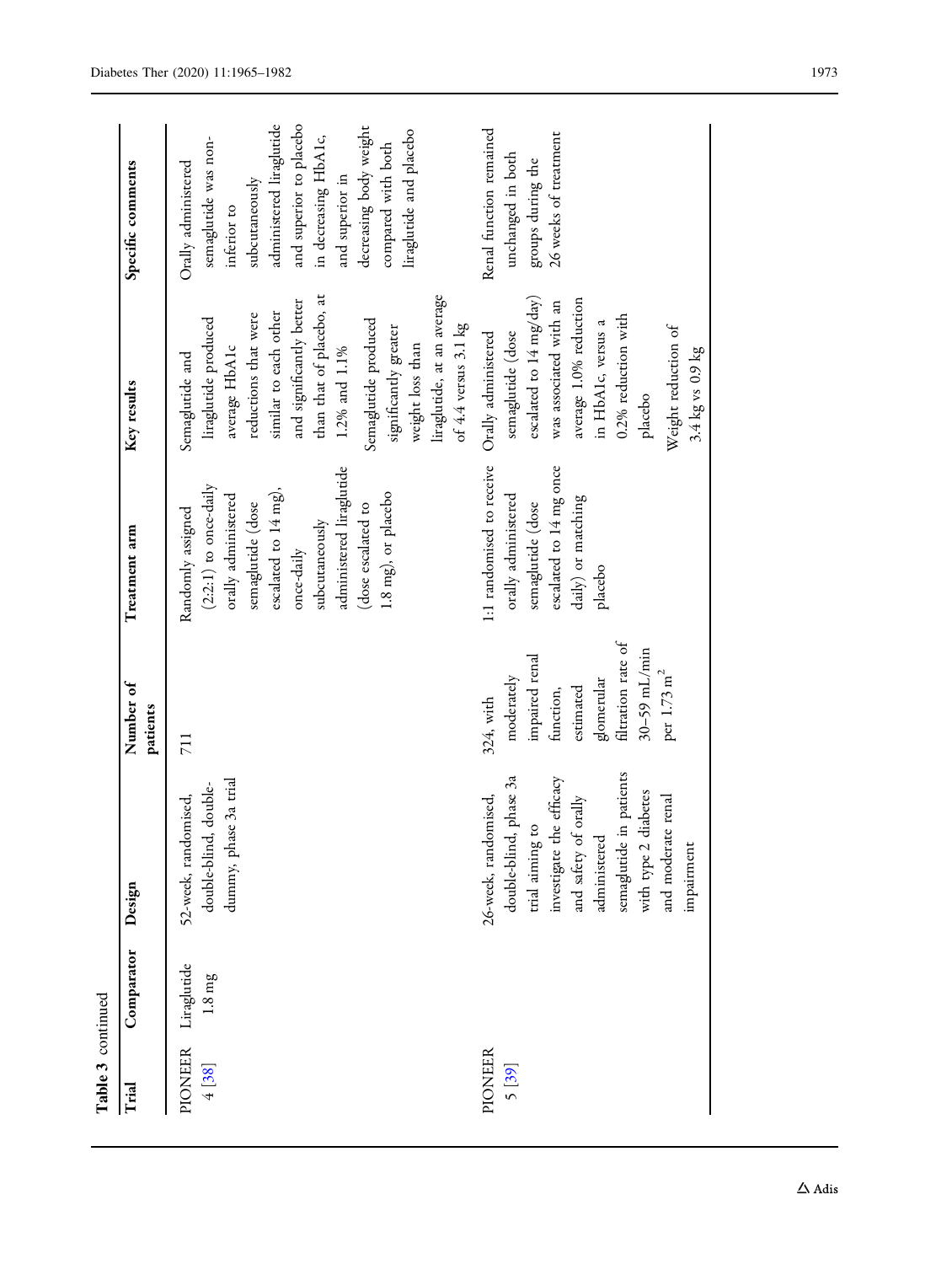**Table 3** continued

| Trial | Comparator | Design | Number of patients | Treatment arm | Key results | Specific comments |
|---|---|---|---|---|---|---|
| PIONEER 4 [38] | Liraglutide 1.8 mg | 52-week, randomised, double-blind, double-dummy, phase 3a trial | 711 | Randomly assigned (2:2:1) to once-daily orally administered semaglutide (dose escalated to 14 mg), once-daily subcutaneously administered liraglutide (dose escalated to 1.8 mg), or placebo | Semaglutide and liraglutide produced average HbA1c reductions that were similar to each other and significantly better than that of placebo, at 1.2% and 1.1%<br>Semaglutide produced significantly greater weight loss than liraglutide, at an average of 4.4 versus 3.1 kg | Orally administered semaglutide was non-inferior to subcutaneously administered liraglutide and superior to placebo in decreasing HbA1c, and superior in decreasing body weight compared with both liraglutide and placebo |
| PIONEER 5 [39] | | 26-week, randomised, double-blind, phase 3a trial aiming to investigate the efficacy and safety of orally administered semaglutide in patients with type 2 diabetes and moderate renal impairment | 324, with moderately impaired renal function, estimated glomerular filtration rate of 30–59 mL/min per 1.73 $m^2$ | 1:1 randomised to receive orally administered semaglutide (dose escalated to 14 mg once daily) or matching placebo | Orally administered semaglutide (dose escalated to 14 mg/day) was associated with an average 1.0% reduction in HbA1c, versus a 0.2% reduction with placebo<br>Weight reduction of 3.4 kg vs 0.9 kg | Renal function remained unchanged in both groups during the 26 weeks of treatment |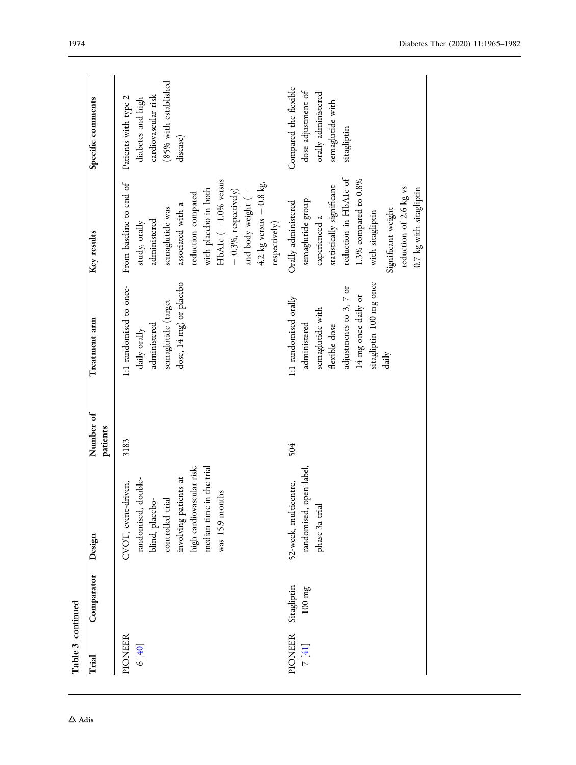**Table 3** continued

| Trial | Comparator | Design | Number of patients | Treatment arm | Key results | Specific comments |
|---|---|---|---|---|---|---|
| PIONEER 6 [40] | | CVOT, event-driven, randomised, double-blind, placebo-controlled trial involving patients at high cardiovascular risk, median time in the trial was 15.9 months | 3183 | 1:1 randomised to once-daily orally administered semaglutide (target dose, 14 mg) or placebo | From baseline to end of study, orally administered semaglutide was associated with a reduction compared with placebo in both HbA1c (− 1.0% versus − 0.3%, respectively) and body weight (− 4.2 kg versus − 0.8 kg, respectively) | Patients with type 2 diabetes and high cardiovascular risk (85% with established disease) |
| PIONEER 7 [41] | Sitagliptin 100 mg | 52-week, multicentre, randomised, open-label, phase 3a trial | 504 | 1:1 randomised orally administered semaglutide with flexible dose adjustments to 3, 7 or 14 mg once daily or sitagliptin 100 mg once daily | Orally administered semaglutide group experienced a statistically significant reduction in HbA1c of 1.3% compared to 0.8% with sitagliptin<br>Significant weight reduction of 2.6 kg vs 0.7 kg with sitagliptin | Compared the flexible dose adjustment of orally administered semaglutide with sitagliptin |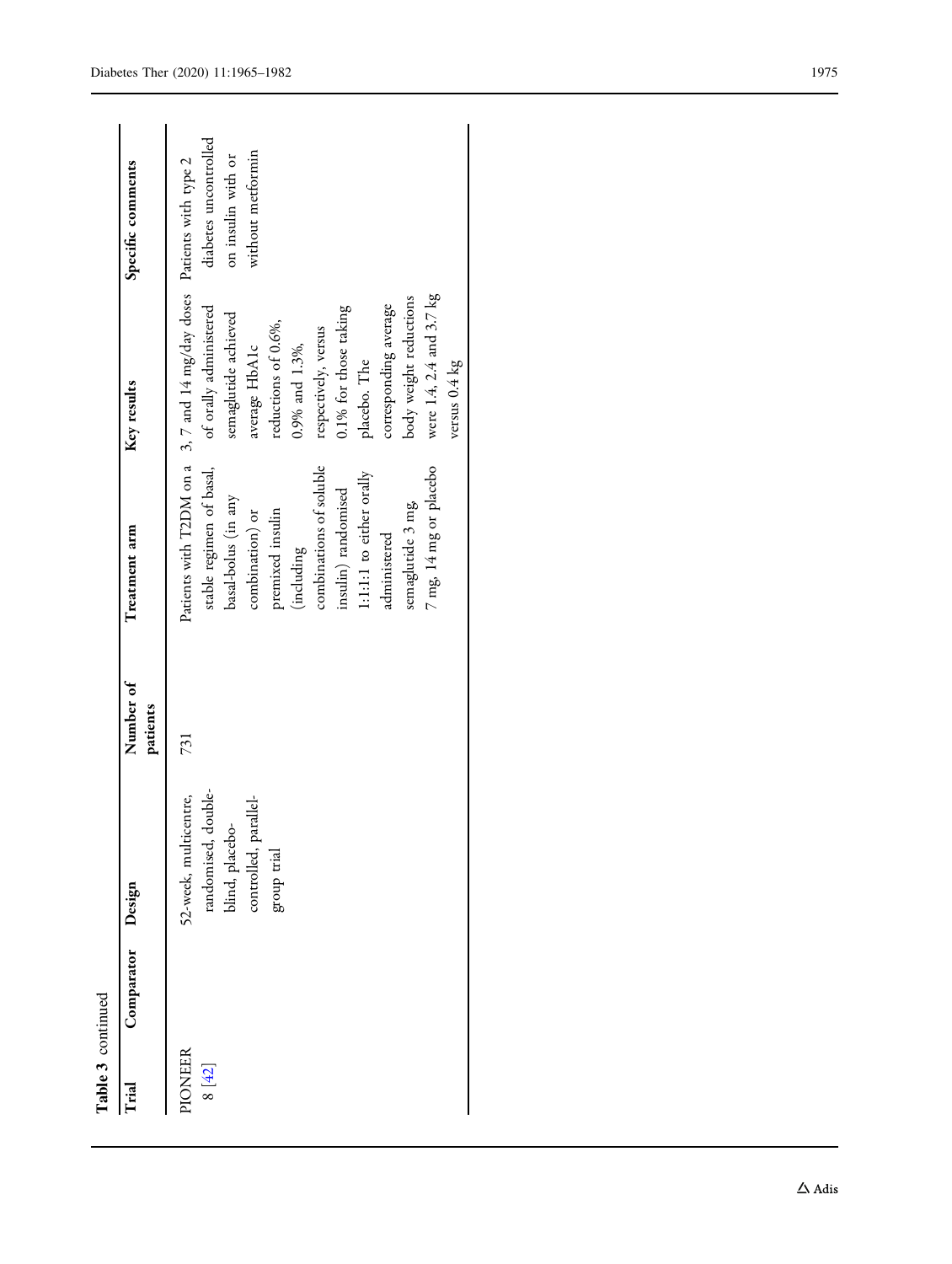**Table 3** continued

| Trial | Comparator | Design | Number of patients | Treatment arm | Key results | Specific comments |
|---|---|---|---|---|---|---|
| PIONEER 8 [42] | | 52-week, multicentre, randomised, double-blind, placebo-controlled, parallel-group trial | 731 | Patients with T2DM on a stable regimen of basal, basal-bolus (in any combination) or premixed insulin (including combinations of soluble insulin) randomised 1:1:1:1 to either orally administered semagluride 3 mg, 7 mg, 14 mg or placebo | 3, 7 and 14 mg/day doses of orally administered semaglutide achieved average HbA1c reductions of 0.6%, 0.9% and 1.3%, respectively, versus 0.1% for those taking placebo. The corresponding average body weight reductions were 1.4, 2.4 and 3.7 kg versus 0.4 kg | Patients with type 2 diabetes uncontrolled on insulin with or without metformin |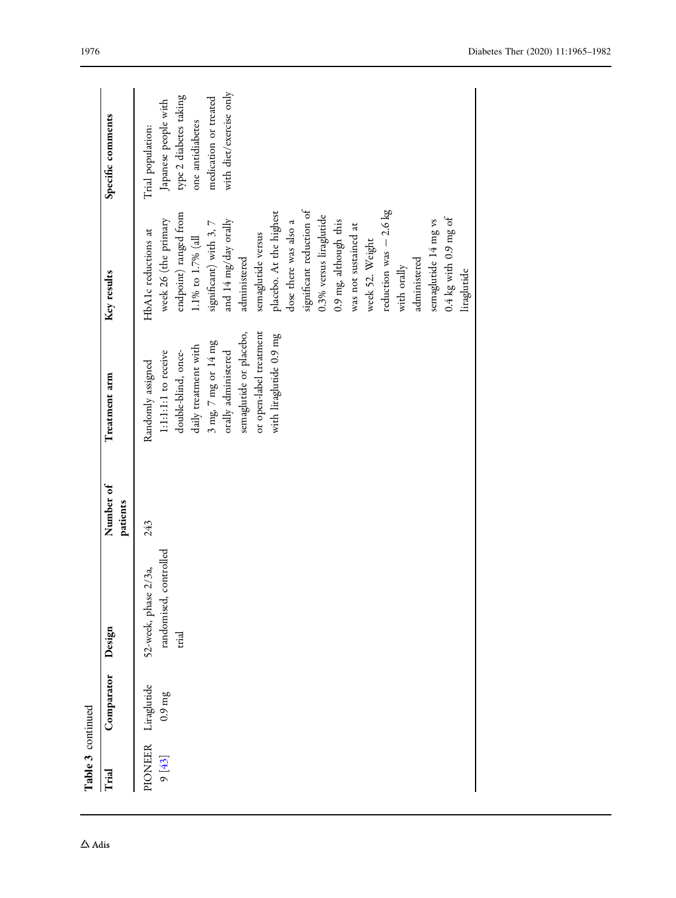**Table 3** continued

| Trial | Comparator | Design | Number of patients | Treatment arm | Key results | Specific comments |
|---|---|---|---|---|---|---|
| PIONEER 9 [43] | Liraglutide 0.9 mg | 52-week, phase 2/3a, randomised, controlled trial | 243 | Randomly assigned 1:1:1:1:1 to receive double-blind, once-daily treatment with 3 mg, 7 mg or 14 mg orally administered semaglutide or placebo, or open-label treatment with liraglutide 0.9 mg | HbA1c reductions at week 26 (the primary endpoint) ranged from 1.1% to 1.7% (all significant) with 3, 7 and 14 mg/day orally administered semaglutide versus placebo. At the highest dose there was also a significant reduction of 0.3% versus liraglutide 0.9 mg, although this was not sustained at week 52. Weight reduction was − 2.6 kg with orally administered semaglutide 14 mg vs 0.4 kg with 0.9 mg of liraglutide | Trial population: Japanese people with type 2 diabetes taking one antidiabetes medication or treated with diet/exercise only |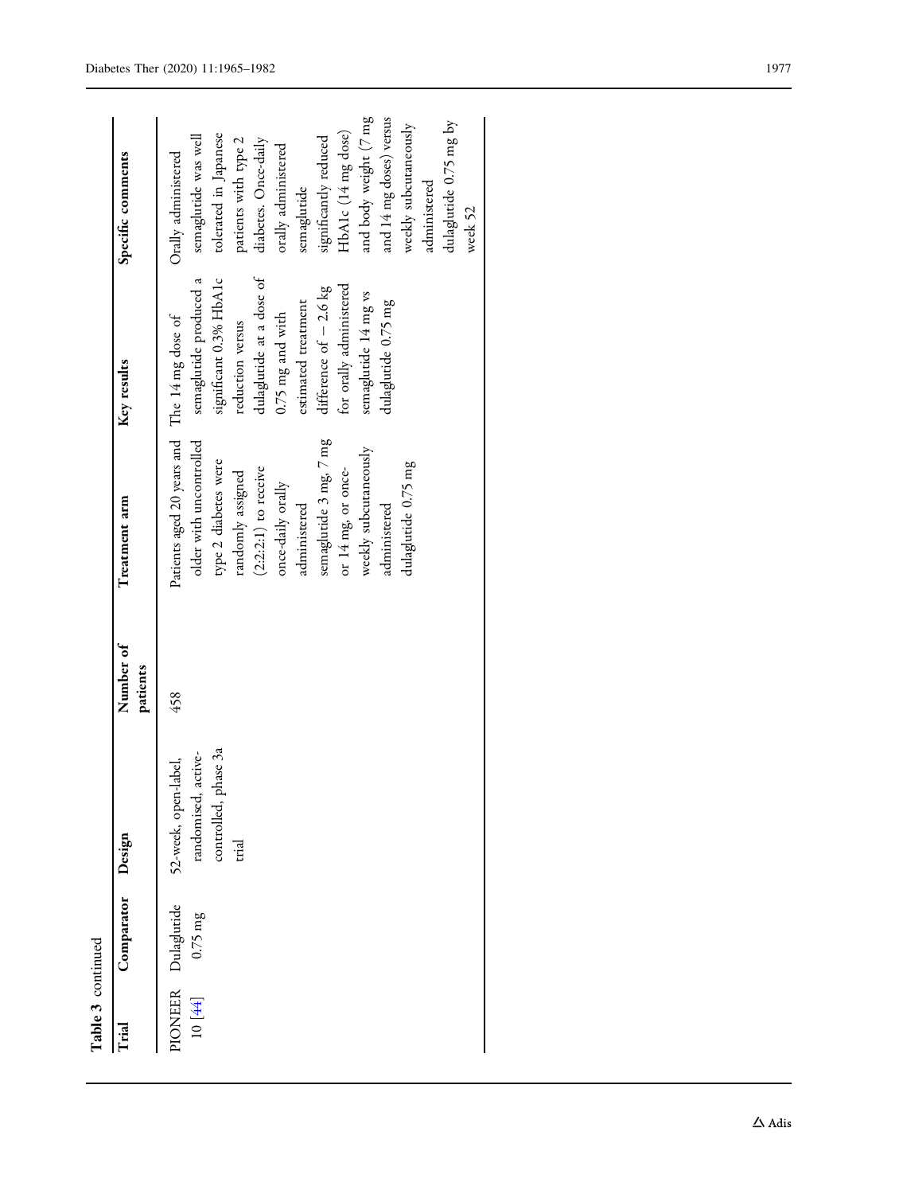**Table 3** continued

| Trial | Comparator | Design | Number of patients | Treatment arm | Key results | Specific comments |
|---|---|---|---|---|---|---|
| PIONEER 10 [44] | Dulaglutide 0.75 mg | 52-week, open-label, randomised, active-controlled, phase 3a trial | 458 | Patients aged 20 years and older with uncontrolled type 2 diabetes were randomly assigned (2:2:2:1) to receive once-daily orally administered semaglutide 3 mg, 7 mg or 14 mg, or once-weekly subcutaneously administered dulaglutide 0.75 mg | The 14 mg dose of semaglutide produced a significant 0.3% HbA1c reduction versus dulaglutide at a dose of 0.75 mg and with estimated treatment difference of − 2.6 kg for orally administered semaglutide 14 mg vs dulaglutide 0.75 mg | Orally administered semaglutide was well tolerated in Japanese patients with type 2 diabetes. Once-daily orally administered semaglutide significantly reduced HbA1c (14 mg dose) and body weight (7 mg and 14 mg doses) versus weekly subcutaneously administered dulaglutide 0.75 mg by week 52 |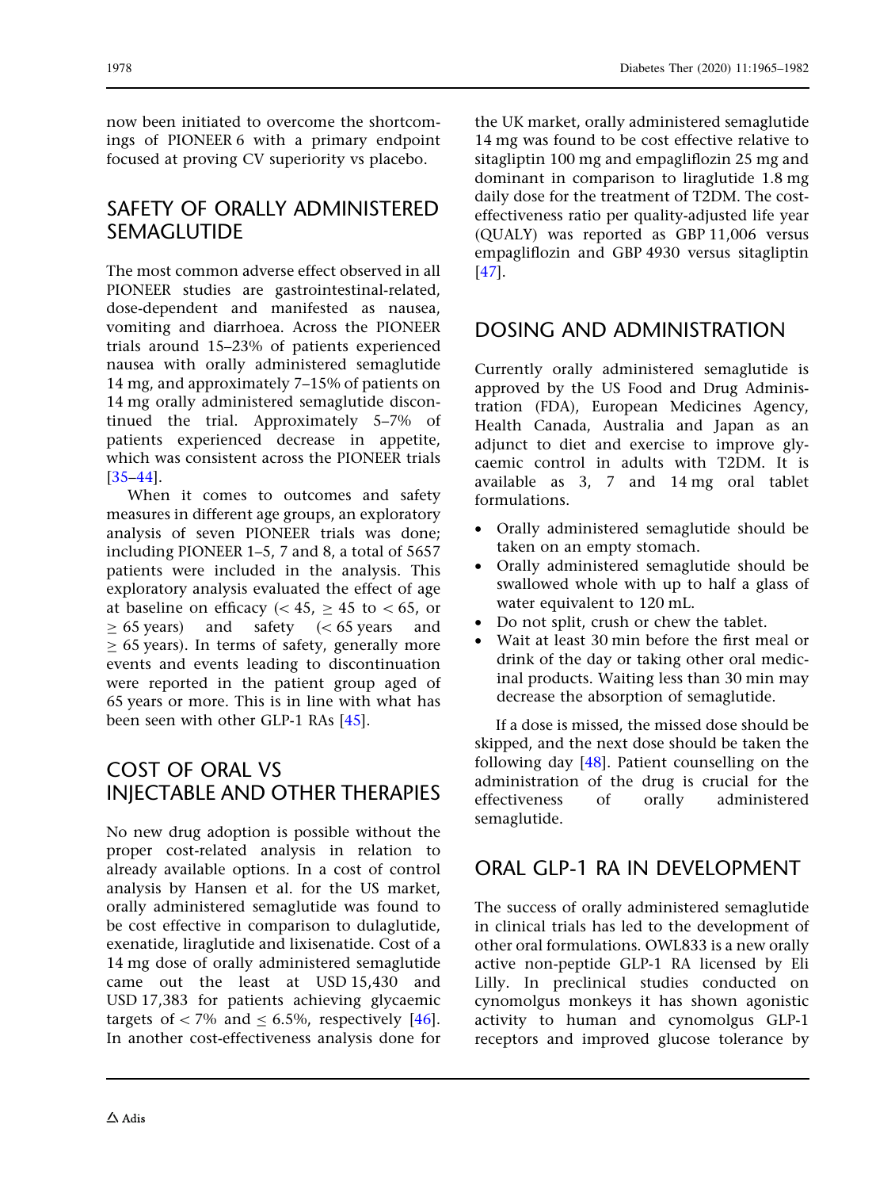now been initiated to overcome the shortcomings of PIONEER 6 with a primary endpoint focused at proving CV superiority vs placebo.

## SAFETY OF ORALLY ADMINISTERED SEMAGLUTIDE

The most common adverse effect observed in all PIONEER studies are gastrointestinal-related, dose-dependent and manifested as nausea, vomiting and diarrhoea. Across the PIONEER trials around 15–23% of patients experienced nausea with orally administered semaglutide 14 mg, and approximately 7–15% of patients on 14 mg orally administered semaglutide discontinued the trial. Approximately 5–7% of patients experienced decrease in appetite, which was consistent across the PIONEER trials [35–44].

When it comes to outcomes and safety measures in different age groups, an exploratory analysis of seven PIONEER trials was done; including PIONEER 1–5, 7 and 8, a total of 5657 patients were included in the analysis. This exploratory analysis evaluated the effect of age at baseline on efficacy ($< 45$, $\geq 45$ to $< 65$, or $\geq 65$ years) and safety ($< 65$ years and $\geq 65$ years). In terms of safety, generally more events and events leading to discontinuation were reported in the patient group aged of 65 years or more. This is in line with what has been seen with other GLP-1 RAs [45].

## COST OF ORAL VS INJECTABLE AND OTHER THERAPIES

No new drug adoption is possible without the proper cost-related analysis in relation to already available options. In a cost of control analysis by Hansen et al. for the US market, orally administered semaglutide was found to be cost effective in comparison to dulaglutide, exenatide, liraglutide and lixisenatide. Cost of a 14 mg dose of orally administered semaglutide came out the least at USD 15,430 and USD 17,383 for patients achieving glycaemic targets of $< 7\%$ and $\leq 6.5\%$, respectively [46]. In another cost-effectiveness analysis done for the UK market, orally administered semaglutide 14 mg was found to be cost effective relative to sitagliptin 100 mg and empagliflozin 25 mg and dominant in comparison to liraglutide 1.8 mg daily dose for the treatment of T2DM. The cost-effectiveness ratio per quality-adjusted life year (QUALY) was reported as GBP 11,006 versus empagliflozin and GBP 4930 versus sitagliptin [47].

## DOSING AND ADMINISTRATION

Currently orally administered semaglutide is approved by the US Food and Drug Administration (FDA), European Medicines Agency, Health Canada, Australia and Japan as an adjunct to diet and exercise to improve glycaemic control in adults with T2DM. It is available as 3, 7 and 14 mg oral tablet formulations.

- Orally administered semaglutide should be taken on an empty stomach.
- Orally administered semaglutide should be swallowed whole with up to half a glass of water equivalent to 120 mL.
- Do not split, crush or chew the tablet.
- Wait at least 30 min before the first meal or drink of the day or taking other oral medicinal products. Waiting less than 30 min may decrease the absorption of semaglutide.

If a dose is missed, the missed dose should be skipped, and the next dose should be taken the following day [48]. Patient counselling on the administration of the drug is crucial for the effectiveness of orally administered semaglutide.

## ORAL GLP-1 RA IN DEVELOPMENT

The success of orally administered semaglutide in clinical trials has led to the development of other oral formulations. OWL833 is a new orally active non-peptide GLP-1 RA licensed by Eli Lilly. In preclinical studies conducted on cynomolgus monkeys it has shown agonistic activity to human and cynomolgus GLP-1 receptors and improved glucose tolerance by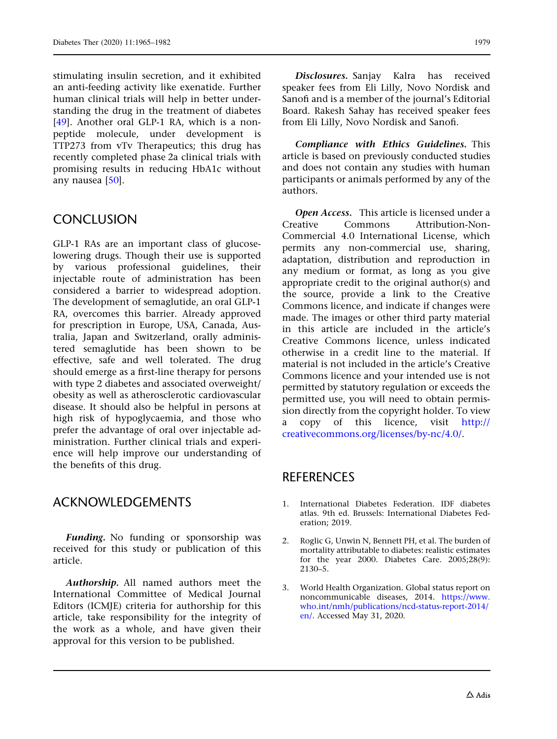stimulating insulin secretion, and it exhibited an anti-feeding activity like exenatide. Further human clinical trials will help in better understanding the drug in the treatment of diabetes [49]. Another oral GLP-1 RA, which is a non-peptide molecule, under development is TTP273 from vTv Therapeutics; this drug has recently completed phase 2a clinical trials with promising results in reducing HbA1c without any nausea [50].

## CONCLUSION

GLP-1 RAs are an important class of glucose-lowering drugs. Though their use is supported by various professional guidelines, their injectable route of administration has been considered a barrier to widespread adoption. The development of semaglutide, an oral GLP-1 RA, overcomes this barrier. Already approved for prescription in Europe, USA, Canada, Australia, Japan and Switzerland, orally administered semaglutide has been shown to be effective, safe and well tolerated. The drug should emerge as a first-line therapy for persons with type 2 diabetes and associated overweight/obesity as well as atherosclerotic cardiovascular disease. It should also be helpful in persons at high risk of hypoglycaemia, and those who prefer the advantage of oral over injectable administration. Further clinical trials and experience will help improve our understanding of the benefits of this drug.

## ACKNOWLEDGEMENTS

***Funding.*** No funding or sponsorship was received for this study or publication of this article.

***Authorship.*** All named authors meet the International Committee of Medical Journal Editors (ICMJE) criteria for authorship for this article, take responsibility for the integrity of the work as a whole, and have given their approval for this version to be published.

***Disclosures.*** Sanjay Kalra has received speaker fees from Eli Lilly, Novo Nordisk and Sanofi and is a member of the journal's Editorial Board. Rakesh Sahay has received speaker fees from Eli Lilly, Novo Nordisk and Sanofi.

***Compliance with Ethics Guidelines.*** This article is based on previously conducted studies and does not contain any studies with human participants or animals performed by any of the authors.

***Open Access.*** This article is licensed under a Creative Commons Attribution-Non-Commercial 4.0 International License, which permits any non-commercial use, sharing, adaptation, distribution and reproduction in any medium or format, as long as you give appropriate credit to the original author(s) and the source, provide a link to the Creative Commons licence, and indicate if changes were made. The images or other third party material in this article are included in the article's Creative Commons licence, unless indicated otherwise in a credit line to the material. If material is not included in the article's Creative Commons licence and your intended use is not permitted by statutory regulation or exceeds the permitted use, you will need to obtain permission directly from the copyright holder. To view a copy of this licence, visit http://creativecommons.org/licenses/by-nc/4.0/.

## REFERENCES

1. International Diabetes Federation. IDF diabetes atlas. 9th ed. Brussels: International Diabetes Federation; 2019.
2. Roglic G, Unwin N, Bennett PH, et al. The burden of mortality attributable to diabetes: realistic estimates for the year 2000. Diabetes Care. 2005;28(9):2130–5.
3. World Health Organization. Global status report on noncommunicable diseases, 2014. https://www.who.int/nmh/publications/ncd-status-report-2014/en/. Accessed May 31, 2020.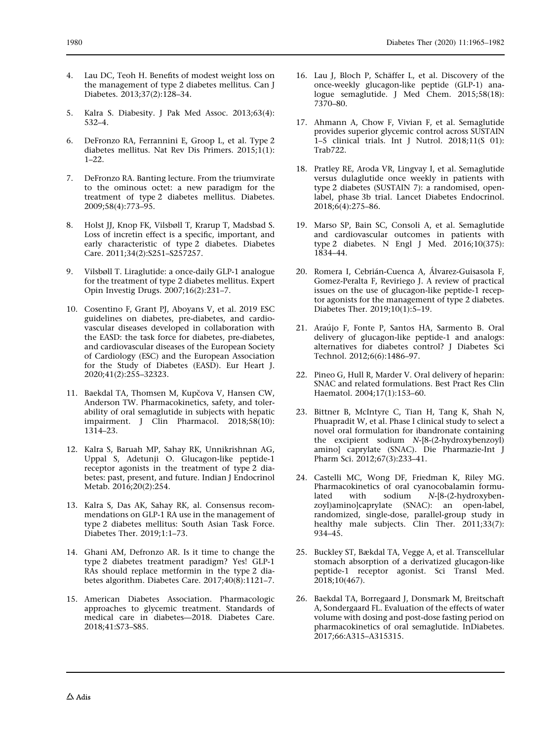4. Lau DC, Teoh H. Benefits of modest weight loss on the management of type 2 diabetes mellitus. Can J Diabetes. 2013;37(2):128–34.

5. Kalra S. Diabesity. J Pak Med Assoc. 2013;63(4): 532–4.

6. DeFronzo RA, Ferrannini E, Groop L, et al. Type 2 diabetes mellitus. Nat Rev Dis Primers. 2015;1(1): 1–22.

7. DeFronzo RA. Banting lecture. From the triumvirate to the ominous octet: a new paradigm for the treatment of type 2 diabetes mellitus. Diabetes. 2009;58(4):773–95.

8. Holst JJ, Knop FK, Vilsbøll T, Krarup T, Madsbad S. Loss of incretin effect is a specific, important, and early characteristic of type 2 diabetes. Diabetes Care. 2011;34(2):S251–S257257.

9. Vilsbøll T. Liraglutide: a once-daily GLP-1 analogue for the treatment of type 2 diabetes mellitus. Expert Opin Investig Drugs. 2007;16(2):231–7.

10. Cosentino F, Grant PJ, Aboyans V, et al. 2019 ESC guidelines on diabetes, pre-diabetes, and cardiovascular diseases developed in collaboration with the EASD: the task force for diabetes, pre-diabetes, and cardiovascular diseases of the European Society of Cardiology (ESC) and the European Association for the Study of Diabetes (EASD). Eur Heart J. 2020;41(2):255–32323.

11. Baekdal TA, Thomsen M, Kupčova V, Hansen CW, Anderson TW. Pharmacokinetics, safety, and tolerability of oral semaglutide in subjects with hepatic impairment. J Clin Pharmacol. 2018;58(10): 1314–23.

12. Kalra S, Baruah MP, Sahay RK, Unnikrishnan AG, Uppal S, Adetunji O. Glucagon-like peptide-1 receptor agonists in the treatment of type 2 diabetes: past, present, and future. Indian J Endocrinol Metab. 2016;20(2):254.

13. Kalra S, Das AK, Sahay RK, al. Consensus recommendations on GLP-1 RA use in the management of type 2 diabetes mellitus: South Asian Task Force. Diabetes Ther. 2019;1:1–73.

14. Ghani AM, Defronzo AR. Is it time to change the type 2 diabetes treatment paradigm? Yes! GLP-1 RAs should replace metformin in the type 2 diabetes algorithm. Diabetes Care. 2017;40(8):1121–7.

15. American Diabetes Association. Pharmacologic approaches to glycemic treatment. Standards of medical care in diabetes—2018. Diabetes Care. 2018;41:S73–S85.

16. Lau J, Bloch P, Schäffer L, et al. Discovery of the once-weekly glucagon-like peptide (GLP-1) analogue semaglutide. J Med Chem. 2015;58(18): 7370–80.

17. Ahmann A, Chow F, Vivian F, et al. Semaglutide provides superior glycemic control across SUSTAIN 1–5 clinical trials. Int J Nutrol. 2018;11(S 01): Trab722.

18. Pratley RE, Aroda VR, Lingvay I, et al. Semaglutide versus dulaglutide once weekly in patients with type 2 diabetes (SUSTAIN 7): a randomised, open-label, phase 3b trial. Lancet Diabetes Endocrinol. 2018;6(4):275–86.

19. Marso SP, Bain SC, Consoli A, et al. Semaglutide and cardiovascular outcomes in patients with type 2 diabetes. N Engl J Med. 2016;10(375): 1834–44.

20. Romera I, Cebrián-Cuenca A, Álvarez-Guisasola F, Gomez-Peralta F, Reviriego J. A review of practical issues on the use of glucagon-like peptide-1 receptor agonists for the management of type 2 diabetes. Diabetes Ther. 2019;10(1):5–19.

21. Araújo F, Fonte P, Santos HA, Sarmento B. Oral delivery of glucagon-like peptide-1 and analogs: alternatives for diabetes control? J Diabetes Sci Technol. 2012;6(6):1486–97.

22. Pineo G, Hull R, Marder V. Oral delivery of heparin: SNAC and related formulations. Best Pract Res Clin Haematol. 2004;17(1):153–60.

23. Bittner B, McIntyre C, Tian H, Tang K, Shah N, Phuapradit W, et al. Phase I clinical study to select a novel oral formulation for ibandronate containing the excipient sodium *N*-[8-(2-hydroxybenzoyl) amino] caprylate (SNAC). Die Pharmazie-Int J Pharm Sci. 2012;67(3):233–41.

24. Castelli MC, Wong DF, Friedman K, Riley MG. Pharmacokinetics of oral cyanocobalamin formulated with sodium *N*-[8-(2-hydroxybenzoyl)amino]caprylate (SNAC): an open-label, randomized, single-dose, parallel-group study in healthy male subjects. Clin Ther. 2011;33(7): 934–45.

25. Buckley ST, Bækdal TA, Vegge A, et al. Transcellular stomach absorption of a derivatized glucagon-like peptide-1 receptor agonist. Sci Transl Med. 2018;10(467).

26. Baekdal TA, Borregaard J, Donsmark M, Breitschaft A, Sondergaard FL. Evaluation of the effects of water volume with dosing and post-dose fasting period on pharmacokinetics of oral semaglutide. InDiabetes. 2017;66:A315–A315315.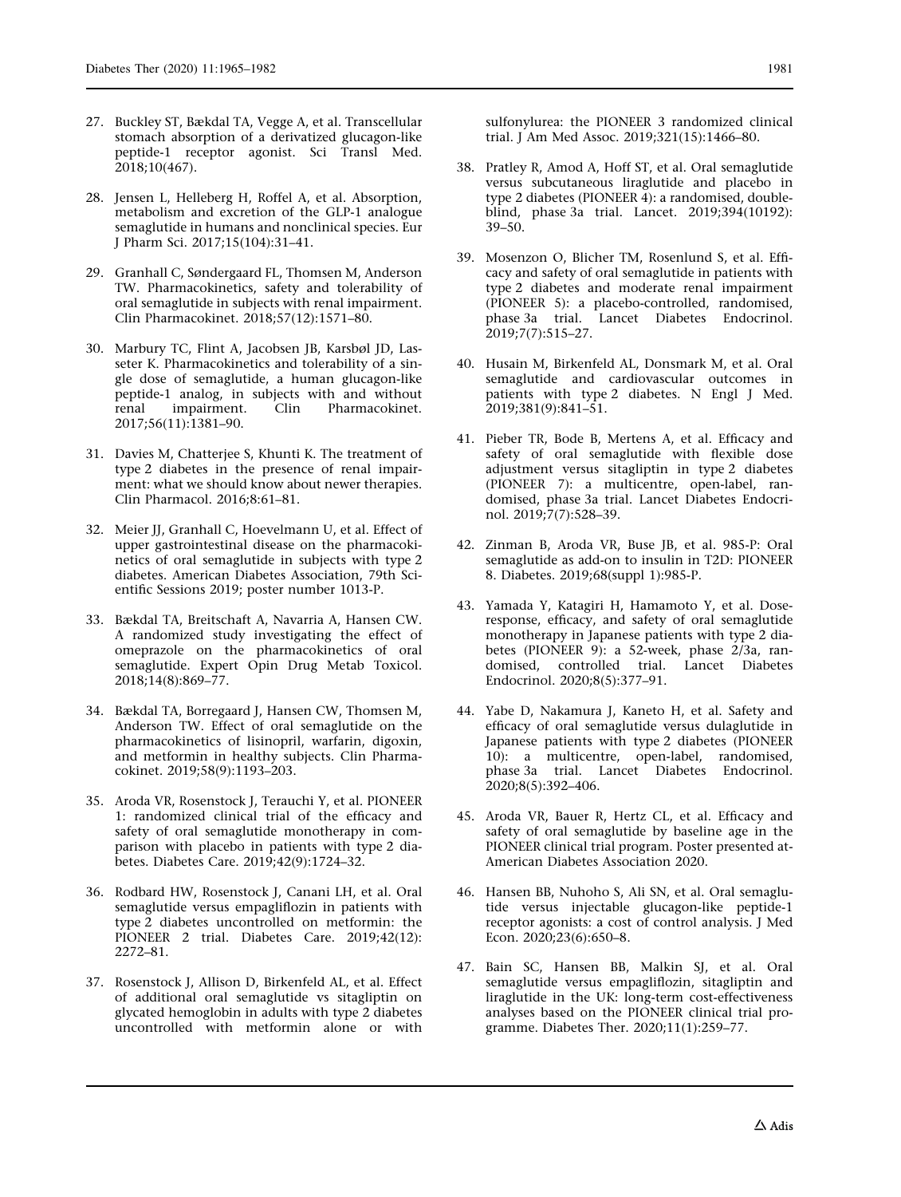27. Buckley ST, Bækdal TA, Vegge A, et al. Transcellular stomach absorption of a derivatized glucagon-like peptide-1 receptor agonist. Sci Transl Med. 2018;10(467).

28. Jensen L, Helleberg H, Roffel A, et al. Absorption, metabolism and excretion of the GLP-1 analogue semaglutide in humans and nonclinical species. Eur J Pharm Sci. 2017;15(104):31–41.

29. Granhall C, Søndergaard FL, Thomsen M, Anderson TW. Pharmacokinetics, safety and tolerability of oral semaglutide in subjects with renal impairment. Clin Pharmacokinet. 2018;57(12):1571–80.

30. Marbury TC, Flint A, Jacobsen JB, Karsbøl JD, Lasseter K. Pharmacokinetics and tolerability of a single dose of semaglutide, a human glucagon-like peptide-1 analog, in subjects with and without renal impairment. Clin Pharmacokinet. 2017;56(11):1381–90.

31. Davies M, Chatterjee S, Khunti K. The treatment of type 2 diabetes in the presence of renal impairment: what we should know about newer therapies. Clin Pharmacol. 2016;8:61–81.

32. Meier JJ, Granhall C, Hoevelmann U, et al. Effect of upper gastrointestinal disease on the pharmacokinetics of oral semaglutide in subjects with type 2 diabetes. American Diabetes Association, 79th Scientific Sessions 2019; poster number 1013-P.

33. Bækdal TA, Breitschaft A, Navarria A, Hansen CW. A randomized study investigating the effect of omeprazole on the pharmacokinetics of oral semaglutide. Expert Opin Drug Metab Toxicol. 2018;14(8):869–77.

34. Bækdal TA, Borregaard J, Hansen CW, Thomsen M, Anderson TW. Effect of oral semaglutide on the pharmacokinetics of lisinopril, warfarin, digoxin, and metformin in healthy subjects. Clin Pharmacokinet. 2019;58(9):1193–203.

35. Aroda VR, Rosenstock J, Terauchi Y, et al. PIONEER 1: randomized clinical trial of the efficacy and safety of oral semaglutide monotherapy in comparison with placebo in patients with type 2 diabetes. Diabetes Care. 2019;42(9):1724–32.

36. Rodbard HW, Rosenstock J, Canani LH, et al. Oral semaglutide versus empagliflozin in patients with type 2 diabetes uncontrolled on metformin: the PIONEER 2 trial. Diabetes Care. 2019;42(12):2272–81.

37. Rosenstock J, Allison D, Birkenfeld AL, et al. Effect of additional oral semaglutide vs sitagliptin on glycated hemoglobin in adults with type 2 diabetes uncontrolled with metformin alone or with sulfonylurea: the PIONEER 3 randomized clinical trial. J Am Med Assoc. 2019;321(15):1466–80.

38. Pratley R, Amod A, Hoff ST, et al. Oral semaglutide versus subcutaneous liraglutide and placebo in type 2 diabetes (PIONEER 4): a randomised, double-blind, phase 3a trial. Lancet. 2019;394(10192):39–50.

39. Mosenzon O, Blicher TM, Rosenlund S, et al. Efficacy and safety of oral semaglutide in patients with type 2 diabetes and moderate renal impairment (PIONEER 5): a placebo-controlled, randomised, phase 3a trial. Lancet Diabetes Endocrinol. 2019;7(7):515–27.

40. Husain M, Birkenfeld AL, Donsmark M, et al. Oral semaglutide and cardiovascular outcomes in patients with type 2 diabetes. N Engl J Med. 2019;381(9):841–51.

41. Pieber TR, Bode B, Mertens A, et al. Efficacy and safety of oral semaglutide with flexible dose adjustment versus sitagliptin in type 2 diabetes (PIONEER 7): a multicentre, open-label, randomised, phase 3a trial. Lancet Diabetes Endocrinol. 2019;7(7):528–39.

42. Zinman B, Aroda VR, Buse JB, et al. 985-P: Oral semaglutide as add-on to insulin in T2D: PIONEER 8. Diabetes. 2019;68(suppl 1):985-P.

43. Yamada Y, Katagiri H, Hamamoto Y, et al. Dose-response, efficacy, and safety of oral semaglutide monotherapy in Japanese patients with type 2 diabetes (PIONEER 9): a 52-week, phase 2/3a, randomised, controlled trial. Lancet Diabetes Endocrinol. 2020;8(5):377–91.

44. Yabe D, Nakamura J, Kaneto H, et al. Safety and efficacy of oral semaglutide versus dulaglutide in Japanese patients with type 2 diabetes (PIONEER 10): a multicentre, open-label, randomised, phase 3a trial. Lancet Diabetes Endocrinol. 2020;8(5):392–406.

45. Aroda VR, Bauer R, Hertz CL, et al. Efficacy and safety of oral semaglutide by baseline age in the PIONEER clinical trial program. Poster presented at-American Diabetes Association 2020.

46. Hansen BB, Nuhoho S, Ali SN, et al. Oral semaglutide versus injectable glucagon-like peptide-1 receptor agonists: a cost of control analysis. J Med Econ. 2020;23(6):650–8.

47. Bain SC, Hansen BB, Malkin SJ, et al. Oral semaglutide versus empagliflozin, sitagliptin and liraglutide in the UK: long-term cost-effectiveness analyses based on the PIONEER clinical trial programme. Diabetes Ther. 2020;11(1):259–77.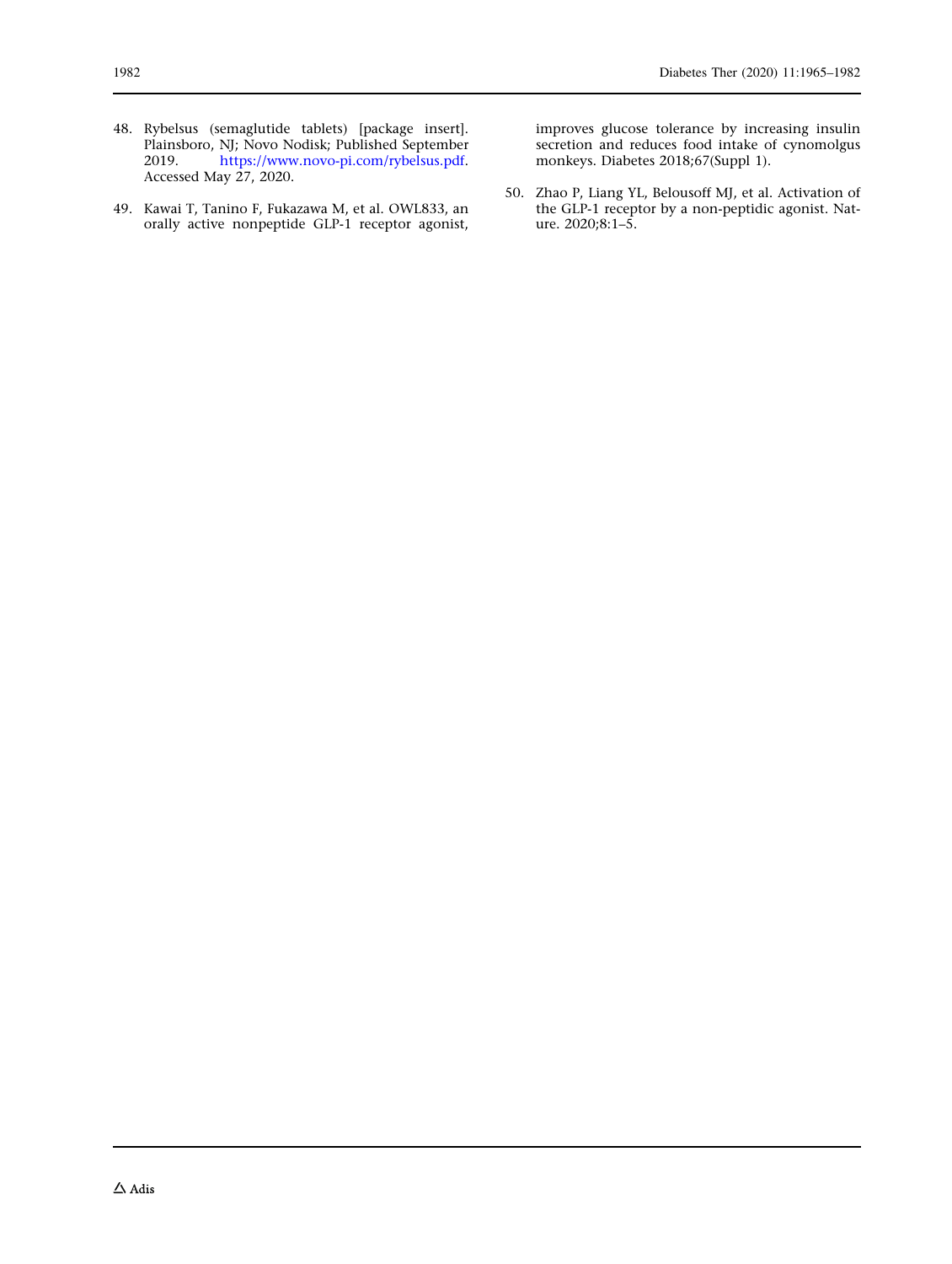48. Rybelsus (semaglutide tablets) [package insert]. Plainsboro, NJ; Novo Nodisk; Published September 2019. https://www.novo-pi.com/rybelsus.pdf. Accessed May 27, 2020.

49. Kawai T, Tanino F, Fukazawa M, et al. OWL833, an orally active nonpeptide GLP-1 receptor agonist, improves glucose tolerance by increasing insulin secretion and reduces food intake of cynomolgus monkeys. Diabetes 2018;67(Suppl 1).

50. Zhao P, Liang YL, Belousoff MJ, et al. Activation of the GLP-1 receptor by a non-peptidic agonist. Nature. 2020;8:1–5.